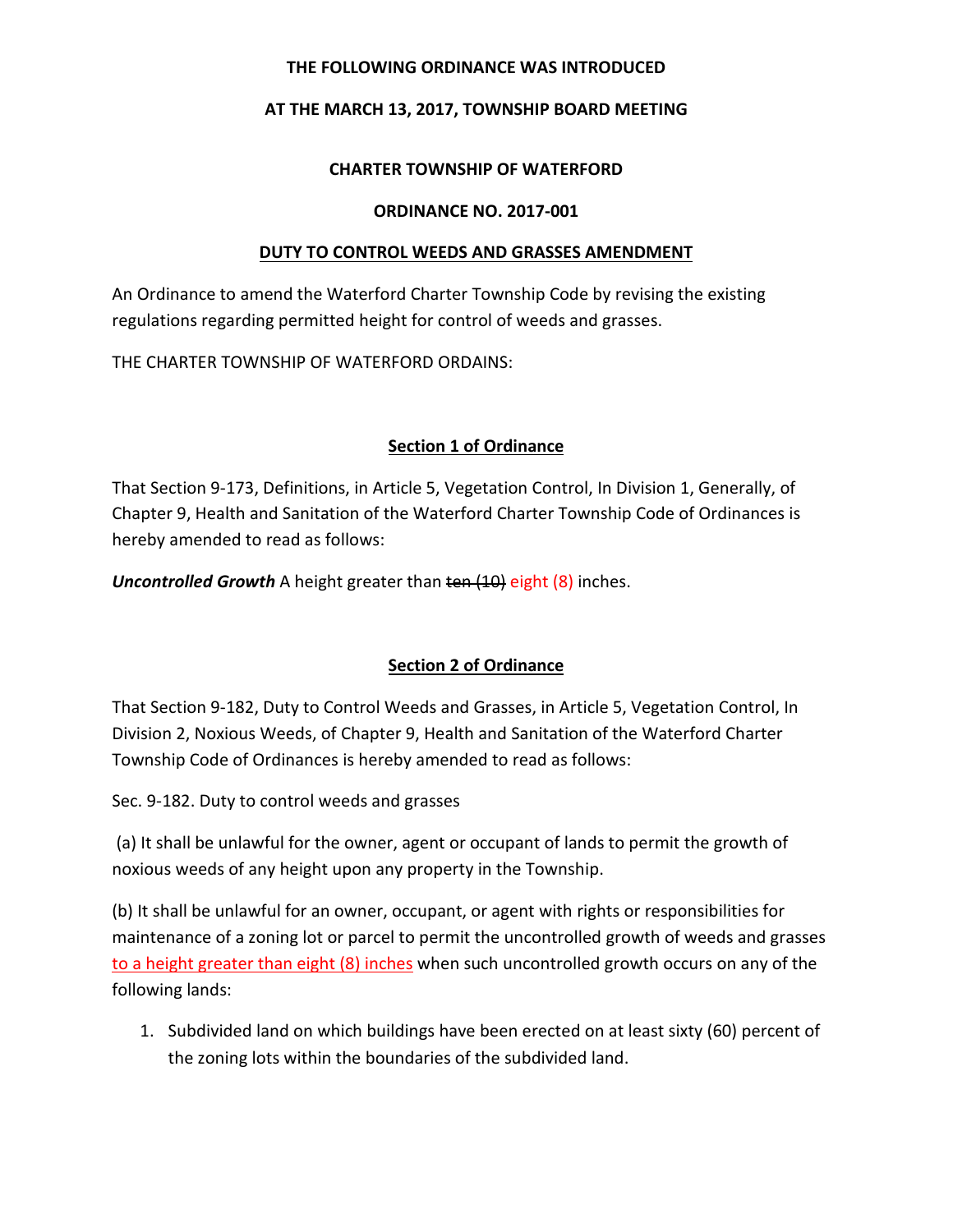**THE FOLLOWING ORDINANCE WAS INTRODUCED**

**AT THE MARCH 13, 2017, TOWNSHIP BOARD MEETING**

**CHARTER TOWNSHIP OF WATERFORD**

**ORDINANCE NO. 2017-001**

**DUTY TO CONTROL WEEDS AND GRASSES AMENDMENT**

An Ordinance to amend the Waterford Charter Township Code by revising the existing regulations regarding permitted height for control of weeds and grasses.

THE CHARTER TOWNSHIP OF WATERFORD ORDAINS:

**Section 1 of Ordinance**

That Section 9-173, Definitions, in Article 5, Vegetation Control, In Division 1, Generally, of Chapter 9, Health and Sanitation of the Waterford Charter Township Code of Ordinances is hereby amended to read as follows:

***Uncontrolled Growth*** A height greater than ~~ten (10)~~ eight (8) inches.

**Section 2 of Ordinance**

That Section 9-182, Duty to Control Weeds and Grasses, in Article 5, Vegetation Control, In Division 2, Noxious Weeds, of Chapter 9, Health and Sanitation of the Waterford Charter Township Code of Ordinances is hereby amended to read as follows:

Sec. 9-182. Duty to control weeds and grasses

(a) It shall be unlawful for the owner, agent or occupant of lands to permit the growth of noxious weeds of any height upon any property in the Township.

(b) It shall be unlawful for an owner, occupant, or agent with rights or responsibilities for maintenance of a zoning lot or parcel to permit the uncontrolled growth of weeds and grasses <u>to a height greater than eight (8) inches</u> when such uncontrolled growth occurs on any of the following lands:

1. Subdivided land on which buildings have been erected on at least sixty (60) percent of the zoning lots within the boundaries of the subdivided land.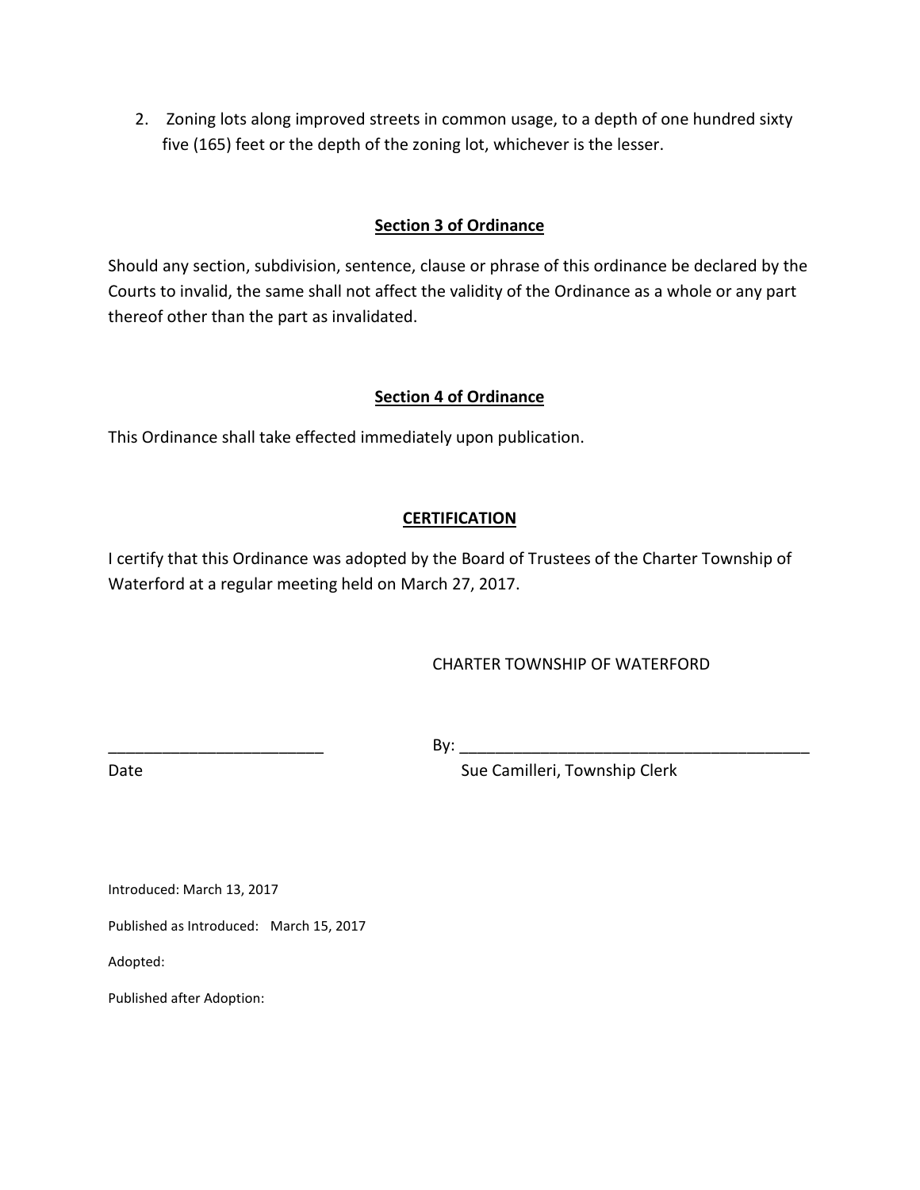2. Zoning lots along improved streets in common usage, to a depth of one hundred sixty five (165) feet or the depth of the zoning lot, whichever is the lesser.

## **Section 3 of Ordinance**

Should any section, subdivision, sentence, clause or phrase of this ordinance be declared by the Courts to invalid, the same shall not affect the validity of the Ordinance as a whole or any part thereof other than the part as invalidated.

## **Section 4 of Ordinance**

This Ordinance shall take effected immediately upon publication.

## **CERTIFICATION**

I certify that this Ordinance was adopted by the Board of Trustees of the Charter Township of Waterford at a regular meeting held on March 27, 2017.

CHARTER TOWNSHIP OF WATERFORD

________________________ By: ________________________________________

Date Sue Camilleri, Township Clerk

Introduced: March 13, 2017

Published as Introduced: March 15, 2017

Adopted:

Published after Adoption: